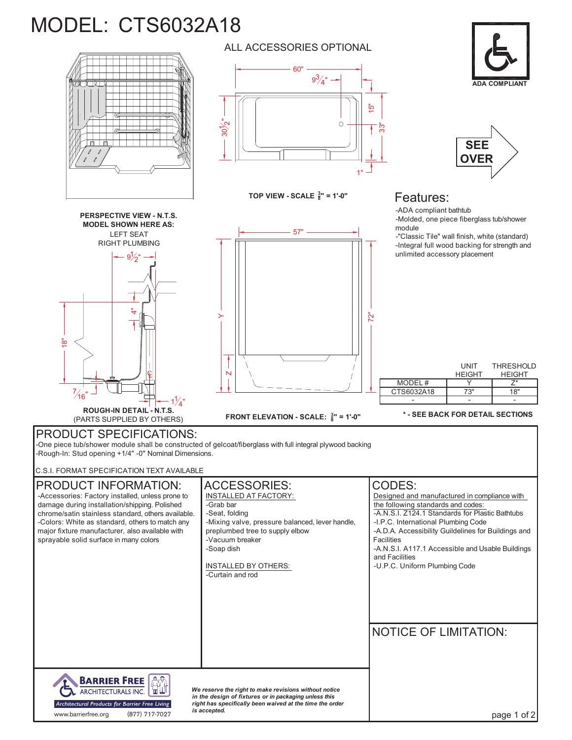# MODEL: CTS6032A18

ALL ACCESSORIES OPTIONAL

ADA COMPLIANT

SEE OVER

PERSPECTIVE VIEW - N.T.S.
MODEL SHOWN HERE AS:
LEFT SEAT
RIGHT PLUMBING

TOP VIEW - SCALE 3/8" = 1'-0"

60" — 9 3/4" — 15" — 33" — 30 1/2" — 1"

57" — Y — Z — 72"

9 1/2" — 4" — 18" — 7/16" — 1 1/4"

ROUGH-IN DETAIL - N.T.S.
(PARTS SUPPLIED BY OTHERS)

FRONT ELEVATION - SCALE: 3/8" = 1'-0"

## Features:

- ADA compliant bathtub
- Molded, one piece fiberglass tub/shower module
- "Classic Tile" wall finish, white (standard)
- Integral full wood backing for strength and unlimited accessory placement

|  | UNIT HEIGHT | THRESHOLD HEIGHT |
|---|---|---|
| MODEL # | Y | Z* |
| CTS6032A18 | 73" | 18" |
| - | - | - |

**\* - SEE BACK FOR DETAIL SECTIONS**

## PRODUCT SPECIFICATIONS:

- One piece tub/shower module shall be constructed of gelcoat/fiberglass with full integral plywood backing
- Rough-In: Stud opening +1/4" -0" Nominal Dimensions.

C.S.I. FORMAT SPECIFICATION TEXT AVAILABLE

## PRODUCT INFORMATION:

- Accessories: Factory installed, unless prone to damage during installation/shipping. Polished chrome/satin stainless standard, others available.
- Colors: White as standard, others to match any major fixture manufacturer, also available with sprayable solid surface in many colors

## ACCESSORIES:

INSTALLED AT FACTORY:

- Grab bar
- Seat, folding
- Mixing valve, pressure balanced, lever handle, preplumbed tree to supply elbow
- Vacuum breaker
- Soap dish

INSTALLED BY OTHERS:

- Curtain and rod

## CODES:

Designed and manufactured in compliance with the following standards and codes:

- A.N.S.I. Z124.1 Standards for Plastic Bathtubs
- I.P.C. International Plumbing Code
- A.D.A. Accessibility Guildelines for Buildings and Facilities
- A.N.S.I. A117.1 Accessible and Usable Buildings and Facilities
- U.P.C. Uniform Plumbing Code

## NOTICE OF LIMITATION:

BARRIER FREE ARCHITECTURALS INC.
Architectural Products for Barrier Free Living
www.barrierfree.org (877) 717-7027

*We reserve the right to make revisions without notice in the design of fixtures or in packaging unless this right has specifically been waived at the time the order is accepted.*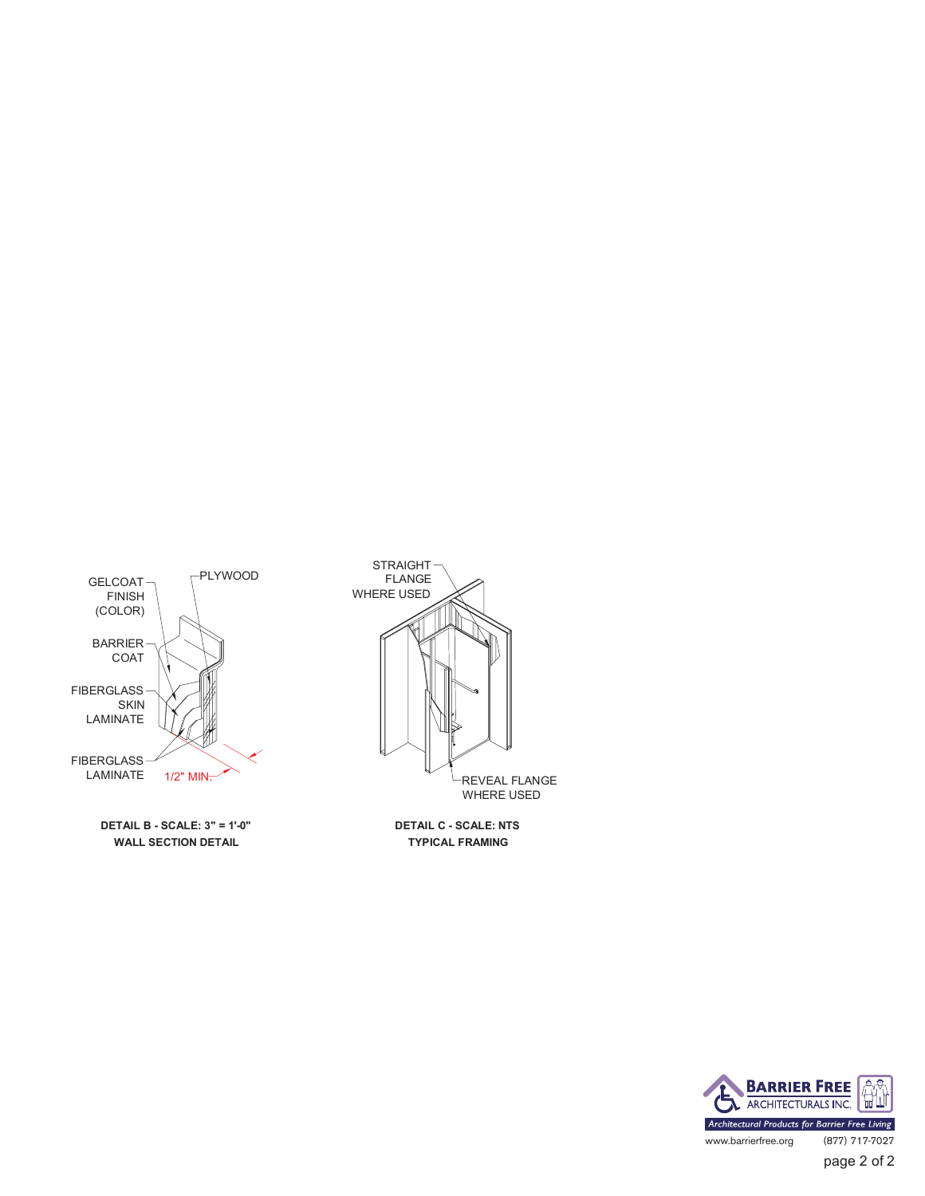GELCOAT FINISH (COLOR)

PLYWOOD

BARRIER COAT

FIBERGLASS SKIN LAMINATE

FIBERGLASS LAMINATE

1/2" MIN.

**DETAIL B - SCALE: 3" = 1'-0"**
**WALL SECTION DETAIL**

STRAIGHT FLANGE WHERE USED

REVEAL FLANGE WHERE USED

**DETAIL C - SCALE: NTS**
**TYPICAL FRAMING**

BARRIER FREE ARCHITECTURALS INC.
Architectural Products for Barrier Free Living
www.barrierfree.org (877) 717-7027